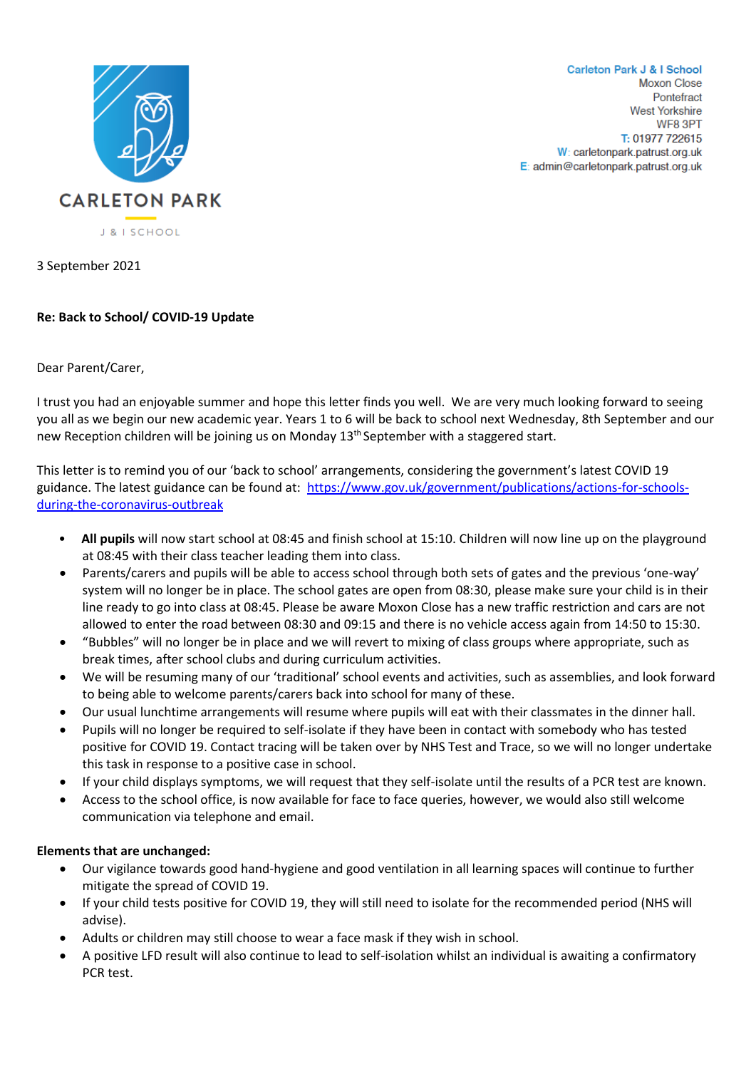CARLETON PARK

J & I SCHOOL

**Carleton Park J & I School**
Moxon Close
Pontefract
West Yorkshire
WF8 3PT
T: 01977 722615
W: carletonpark.patrust.org.uk
E: admin@carletonpark.patrust.org.uk

3 September 2021

**Re: Back to School/ COVID-19 Update**

Dear Parent/Carer,

I trust you had an enjoyable summer and hope this letter finds you well. We are very much looking forward to seeing you all as we begin our new academic year. Years 1 to 6 will be back to school next Wednesday, 8th September and our new Reception children will be joining us on Monday 13th September with a staggered start.

This letter is to remind you of our 'back to school' arrangements, considering the government's latest COVID 19 guidance. The latest guidance can be found at: [https://www.gov.uk/government/publications/actions-for-schools-during-the-coronavirus-outbreak](https://www.gov.uk/government/publications/actions-for-schools-during-the-coronavirus-outbreak)

- **All pupils** will now start school at 08:45 and finish school at 15:10. Children will now line up on the playground at 08:45 with their class teacher leading them into class.
- Parents/carers and pupils will be able to access school through both sets of gates and the previous 'one-way' system will no longer be in place. The school gates are open from 08:30, please make sure your child is in their line ready to go into class at 08:45. Please be aware Moxon Close has a new traffic restriction and cars are not allowed to enter the road between 08:30 and 09:15 and there is no vehicle access again from 14:50 to 15:30.
- "Bubbles" will no longer be in place and we will revert to mixing of class groups where appropriate, such as break times, after school clubs and during curriculum activities.
- We will be resuming many of our 'traditional' school events and activities, such as assemblies, and look forward to being able to welcome parents/carers back into school for many of these.
- Our usual lunchtime arrangements will resume where pupils will eat with their classmates in the dinner hall.
- Pupils will no longer be required to self-isolate if they have been in contact with somebody who has tested positive for COVID 19. Contact tracing will be taken over by NHS Test and Trace, so we will no longer undertake this task in response to a positive case in school.
- If your child displays symptoms, we will request that they self-isolate until the results of a PCR test are known.
- Access to the school office, is now available for face to face queries, however, we would also still welcome communication via telephone and email.

**Elements that are unchanged:**

- Our vigilance towards good hand-hygiene and good ventilation in all learning spaces will continue to further mitigate the spread of COVID 19.
- If your child tests positive for COVID 19, they will still need to isolate for the recommended period (NHS will advise).
- Adults or children may still choose to wear a face mask if they wish in school.
- A positive LFD result will also continue to lead to self-isolation whilst an individual is awaiting a confirmatory PCR test.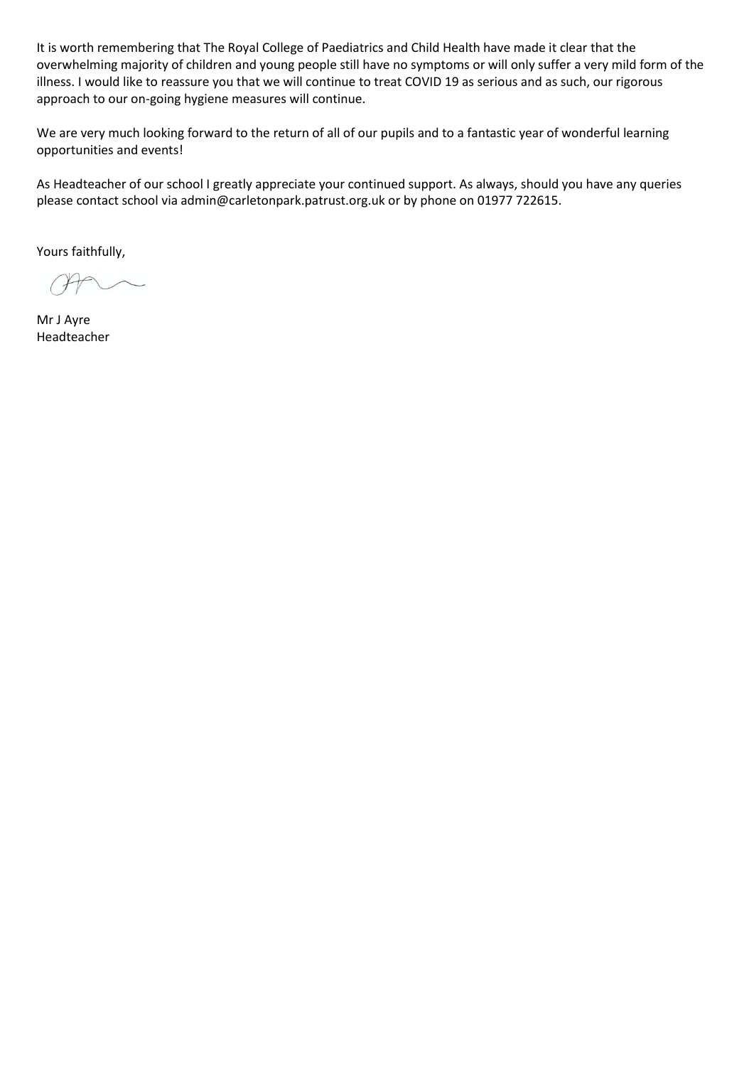It is worth remembering that The Royal College of Paediatrics and Child Health have made it clear that the overwhelming majority of children and young people still have no symptoms or will only suffer a very mild form of the illness. I would like to reassure you that we will continue to treat COVID 19 as serious and as such, our rigorous approach to our on-going hygiene measures will continue.

We are very much looking forward to the return of all of our pupils and to a fantastic year of wonderful learning opportunities and events!

As Headteacher of our school I greatly appreciate your continued support. As always, should you have any queries please contact school via admin@carletonpark.patrust.org.uk or by phone on 01977 722615.

Yours faithfully,

Mr J Ayre
Headteacher